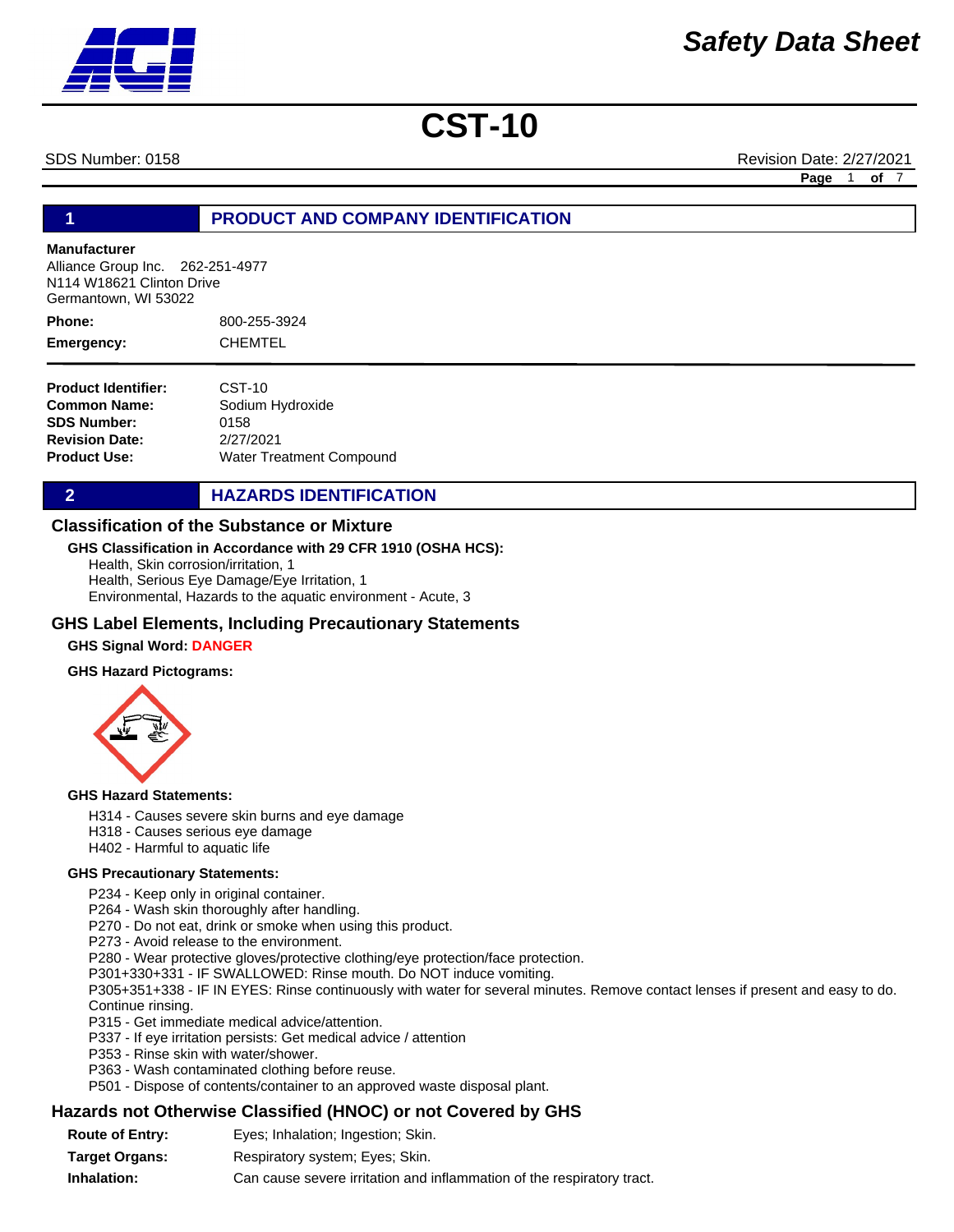# Safety Data Sheet

# CST-10

SDS Number: 0158 Revision Date: 2/27/2021

## 1 PRODUCT AND COMPANY IDENTIFICATION

**Manufacturer**
Alliance Group Inc. 262-251-4977
N114 W18621 Clinton Drive
Germantown, WI 53022

**Phone:** 800-255-3924
**Emergency:** CHEMTEL

**Product Identifier:** CST-10
**Common Name:** Sodium Hydroxide
**SDS Number:** 0158
**Revision Date:** 2/27/2021
**Product Use:** Water Treatment Compound

## 2 HAZARDS IDENTIFICATION

### Classification of the Substance or Mixture

**GHS Classification in Accordance with 29 CFR 1910 (OSHA HCS):**

Health, Skin corrosion/irritation, 1
Health, Serious Eye Damage/Eye Irritation, 1
Environmental, Hazards to the aquatic environment - Acute, 3

### GHS Label Elements, Including Precautionary Statements

**GHS Signal Word: DANGER**

**GHS Hazard Pictograms:**

**GHS Hazard Statements:**

H314 - Causes severe skin burns and eye damage
H318 - Causes serious eye damage
H402 - Harmful to aquatic life

**GHS Precautionary Statements:**

P234 - Keep only in original container.
P264 - Wash skin thoroughly after handling.
P270 - Do not eat, drink or smoke when using this product.
P273 - Avoid release to the environment.
P280 - Wear protective gloves/protective clothing/eye protection/face protection.
P301+330+331 - IF SWALLOWED: Rinse mouth. Do NOT induce vomiting.
P305+351+338 - IF IN EYES: Rinse continuously with water for several minutes. Remove contact lenses if present and easy to do. Continue rinsing.
P315 - Get immediate medical advice/attention.
P337 - If eye irritation persists: Get medical advice / attention
P353 - Rinse skin with water/shower.
P363 - Wash contaminated clothing before reuse.
P501 - Dispose of contents/container to an approved waste disposal plant.

### Hazards not Otherwise Classified (HNOC) or not Covered by GHS

**Route of Entry:** Eyes; Inhalation; Ingestion; Skin.
**Target Organs:** Respiratory system; Eyes; Skin.
**Inhalation:** Can cause severe irritation and inflammation of the respiratory tract.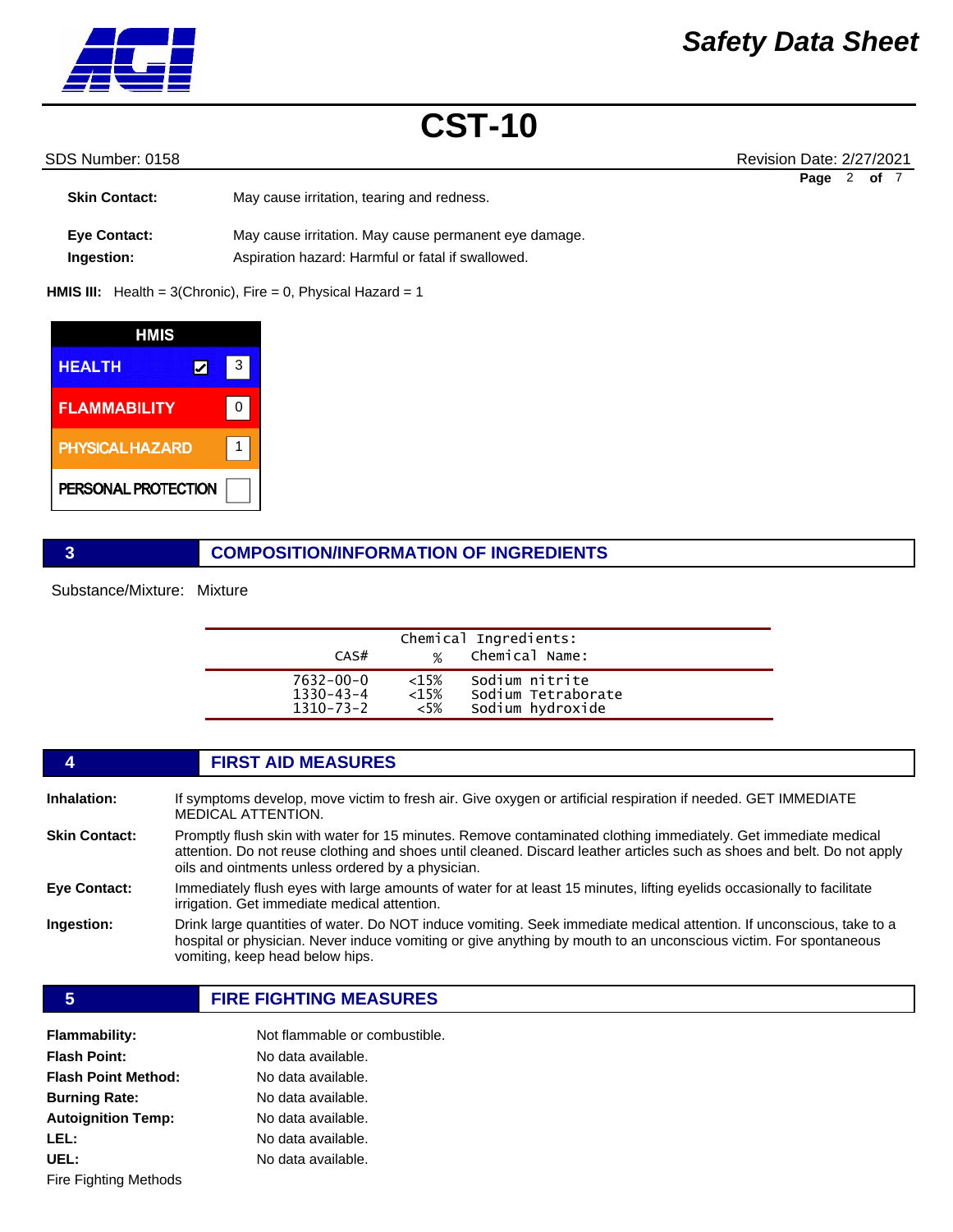**Skin Contact:** May cause irritation, tearing and redness.

**Eye Contact:** May cause irritation. May cause permanent eye damage.

**Ingestion:** Aspiration hazard: Harmful or fatal if swallowed.

**HMIS III:** Health = 3(Chronic), Fire = 0, Physical Hazard = 1

| HMIS | |
|---|---|
| HEALTH ☑ | 3 |
| FLAMMABILITY | 0 |
| PHYSICAL HAZARD | 1 |
| PERSONAL PROTECTION | |

## 3 COMPOSITION/INFORMATION OF INGREDIENTS

Substance/Mixture: Mixture

| CAS# | % | Chemical Name: |
|---|---|---|
| 7632-00-0 | <15% | Sodium nitrite |
| 1330-43-4 | <15% | Sodium Tetraborate |
| 1310-73-2 | <5% | Sodium hydroxide |

## 4 FIRST AID MEASURES

**Inhalation:** If symptoms develop, move victim to fresh air. Give oxygen or artificial respiration if needed. GET IMMEDIATE MEDICAL ATTENTION.

**Skin Contact:** Promptly flush skin with water for 15 minutes. Remove contaminated clothing immediately. Get immediate medical attention. Do not reuse clothing and shoes until cleaned. Discard leather articles such as shoes and belt. Do not apply oils and ointments unless ordered by a physician.

**Eye Contact:** Immediately flush eyes with large amounts of water for at least 15 minutes, lifting eyelids occasionally to facilitate irrigation. Get immediate medical attention.

**Ingestion:** Drink large quantities of water. Do NOT induce vomiting. Seek immediate medical attention. If unconscious, take to a hospital or physician. Never induce vomiting or give anything by mouth to an unconscious victim. For spontaneous vomiting, keep head below hips.

## 5 FIRE FIGHTING MEASURES

**Flammability:** Not flammable or combustible.

**Flash Point:** No data available.

**Flash Point Method:** No data available.

**Burning Rate:** No data available.

**Autoignition Temp:** No data available.

**LEL:** No data available.

**UEL:** No data available.

Fire Fighting Methods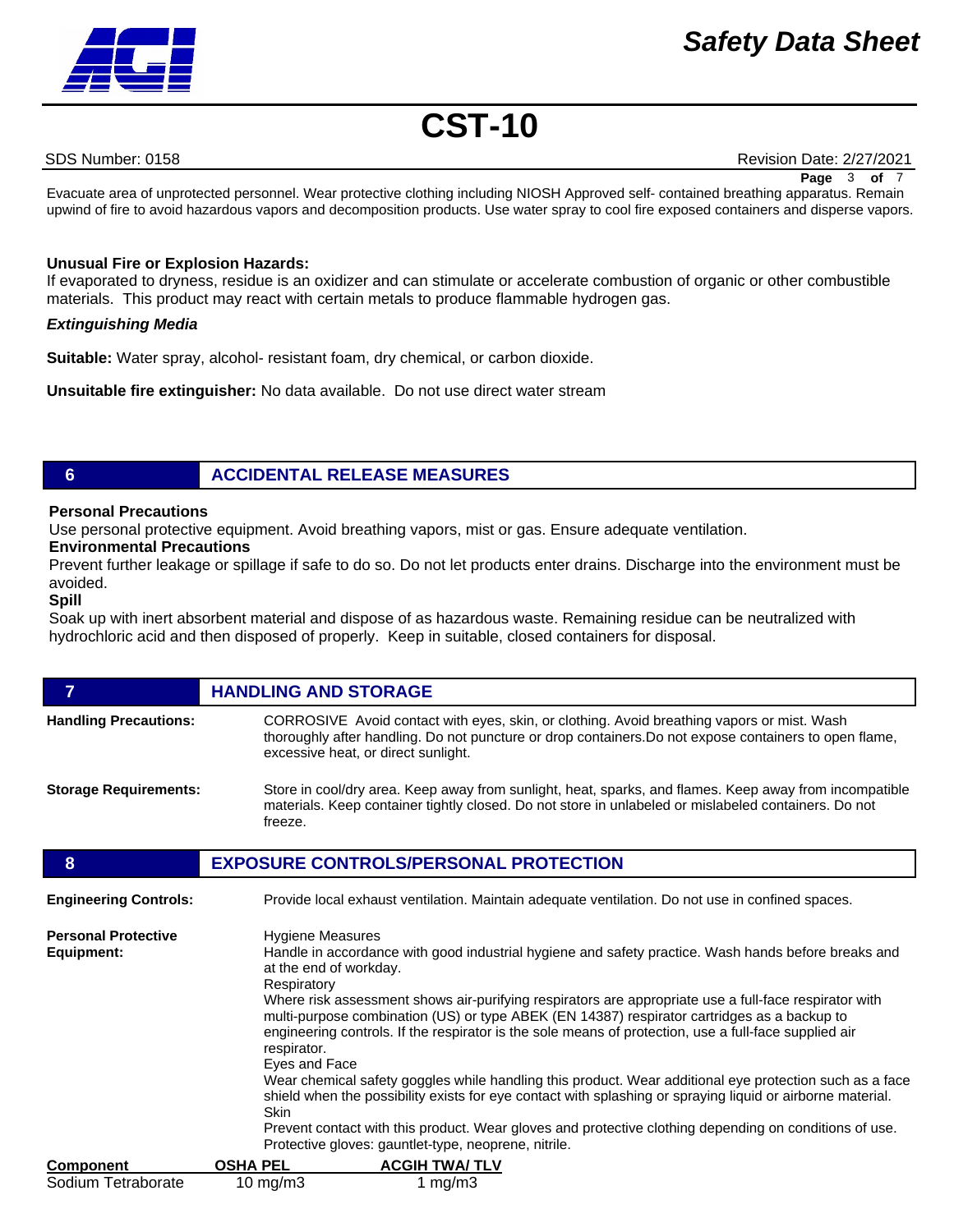Evacuate area of unprotected personnel. Wear protective clothing including NIOSH Approved self- contained breathing apparatus. Remain upwind of fire to avoid hazardous vapors and decomposition products. Use water spray to cool fire exposed containers and disperse vapors.

**Unusual Fire or Explosion Hazards:**
If evaporated to dryness, residue is an oxidizer and can stimulate or accelerate combustion of organic or other combustible materials. This product may react with certain metals to produce flammable hydrogen gas.

***Extinguishing Media***

**Suitable:** Water spray, alcohol- resistant foam, dry chemical, or carbon dioxide.

**Unsuitable fire extinguisher:** No data available. Do not use direct water stream

## 6 ACCIDENTAL RELEASE MEASURES

**Personal Precautions**
Use personal protective equipment. Avoid breathing vapors, mist or gas. Ensure adequate ventilation.

**Environmental Precautions**
Prevent further leakage or spillage if safe to do so. Do not let products enter drains. Discharge into the environment must be avoided.

**Spill**
Soak up with inert absorbent material and dispose of as hazardous waste. Remaining residue can be neutralized with hydrochloric acid and then disposed of properly. Keep in suitable, closed containers for disposal.

## 7 HANDLING AND STORAGE

**Handling Precautions:** CORROSIVE Avoid contact with eyes, skin, or clothing. Avoid breathing vapors or mist. Wash thoroughly after handling. Do not puncture or drop containers.Do not expose containers to open flame, excessive heat, or direct sunlight.

**Storage Requirements:** Store in cool/dry area. Keep away from sunlight, heat, sparks, and flames. Keep away from incompatible materials. Keep container tightly closed. Do not store in unlabeled or mislabeled containers. Do not freeze.

## 8 EXPOSURE CONTROLS/PERSONAL PROTECTION

**Engineering Controls:** Provide local exhaust ventilation. Maintain adequate ventilation. Do not use in confined spaces.

**Personal Protective Equipment:**

Hygiene Measures
Handle in accordance with good industrial hygiene and safety practice. Wash hands before breaks and at the end of workday.

Respiratory
Where risk assessment shows air-purifying respirators are appropriate use a full-face respirator with multi-purpose combination (US) or type ABEK (EN 14387) respirator cartridges as a backup to engineering controls. If the respirator is the sole means of protection, use a full-face supplied air respirator.

Eyes and Face
Wear chemical safety goggles while handling this product. Wear additional eye protection such as a face shield when the possibility exists for eye contact with splashing or spraying liquid or airborne material.

Skin
Prevent contact with this product. Wear gloves and protective clothing depending on conditions of use. Protective gloves: gauntlet-type, neoprene, nitrile.

| Component | OSHA PEL | ACGIH TWA/ TLV |
|---|---|---|
| Sodium Tetraborate | 10 mg/m3 | 1 mg/m3 |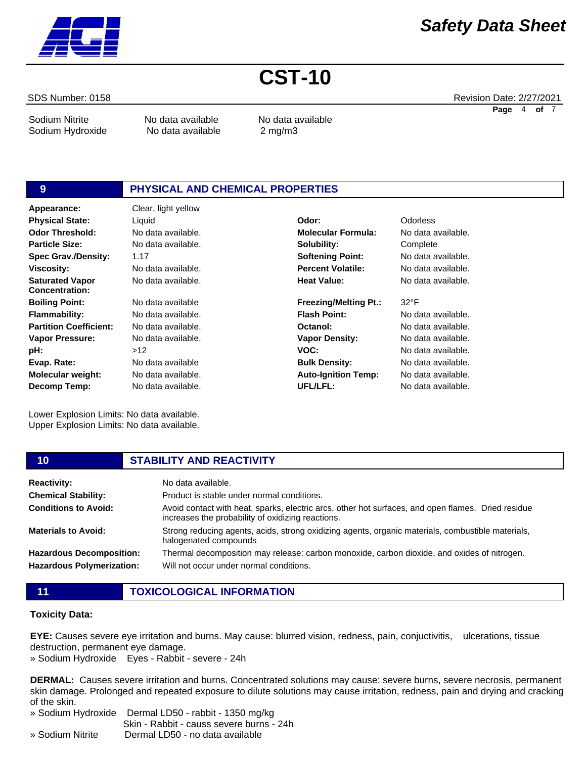| | | |
|---|---|---|
| Sodium Nitrite | No data available | No data available |
| Sodium Hydroxide | No data available | 2 mg/m3 |

## 9 PHYSICAL AND CHEMICAL PROPERTIES

| | | | |
|---|---|---|---|
| **Appearance:** | Clear, light yellow | | |
| **Physical State:** | Liquid | **Odor:** | Odorless |
| **Odor Threshold:** | No data available. | **Molecular Formula:** | No data available. |
| **Particle Size:** | No data available. | **Solubility:** | Complete |
| **Spec Grav./Density:** | 1.17 | **Softening Point:** | No data available. |
| **Viscosity:** | No data available. | **Percent Volatile:** | No data available. |
| **Saturated Vapor Concentration:** | No data available. | **Heat Value:** | No data available. |
| **Boiling Point:** | No data available | **Freezing/Melting Pt.:** | 32°F |
| **Flammability:** | No data available. | **Flash Point:** | No data available. |
| **Partition Coefficient:** | No data available. | **Octanol:** | No data available. |
| **Vapor Pressure:** | No data available. | **Vapor Density:** | No data available. |
| **pH:** | >12 | **VOC:** | No data available. |
| **Evap. Rate:** | No data available | **Bulk Density:** | No data available. |
| **Molecular weight:** | No data available. | **Auto-Ignition Temp:** | No data available. |
| **Decomp Temp:** | No data available. | **UFL/LFL:** | No data available. |

Lower Explosion Limits: No data available.
Upper Explosion Limits: No data available.

## 10 STABILITY AND REACTIVITY

| | |
|---|---|
| **Reactivity:** | No data available. |
| **Chemical Stability:** | Product is stable under normal conditions. |
| **Conditions to Avoid:** | Avoid contact with heat, sparks, electric arcs, other hot surfaces, and open flames. Dried residue increases the probability of oxidizing reactions. |
| **Materials to Avoid:** | Strong reducing agents, acids, strong oxidizing agents, organic materials, combustible materials, halogenated compounds |
| **Hazardous Decomposition:** | Thermal decomposition may release: carbon monoxide, carbon dioxide, and oxides of nitrogen. |
| **Hazardous Polymerization:** | Will not occur under normal conditions. |

## 11 TOXICOLOGICAL INFORMATION

**Toxicity Data:**

**EYE:** Causes severe eye irritation and burns. May cause: blurred vision, redness, pain, conjuctivitis, ulcerations, tissue destruction, permanent eye damage.
» Sodium Hydroxide Eyes - Rabbit - severe - 24h

**DERMAL:** Causes severe irritation and burns. Concentrated solutions may cause: severe burns, severe necrosis, permanent skin damage. Prolonged and repeated exposure to dilute solutions may cause irritation, redness, pain and drying and cracking of the skin.
» Sodium Hydroxide Dermal LD50 - rabbit - 1350 mg/kg
Skin - Rabbit - causs severe burns - 24h
» Sodium Nitrite Dermal LD50 - no data available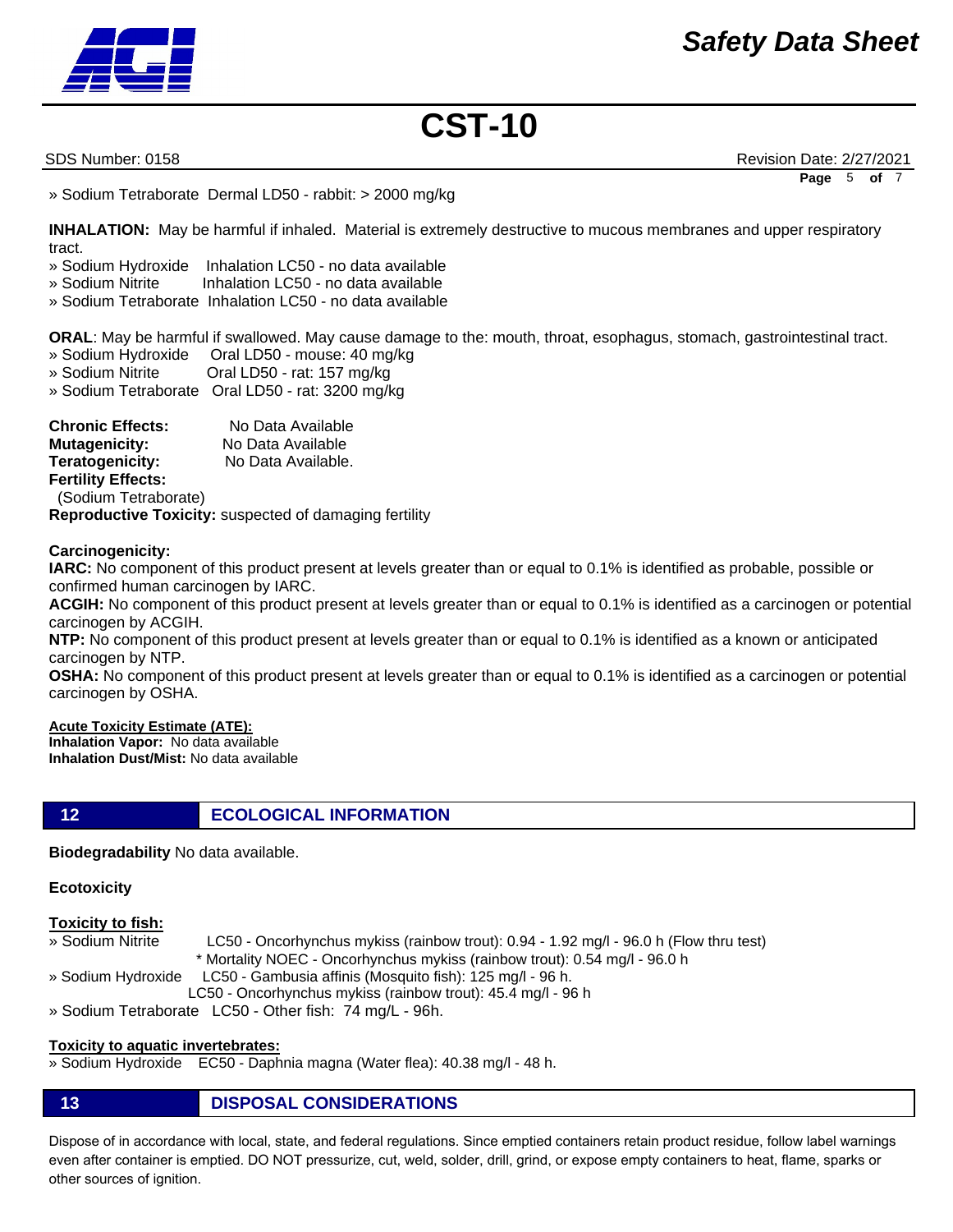» Sodium Tetraborate Dermal LD50 - rabbit: > 2000 mg/kg

**INHALATION:** May be harmful if inhaled. Material is extremely destructive to mucous membranes and upper respiratory tract.

» Sodium Hydroxide Inhalation LC50 - no data available
» Sodium Nitrite Inhalation LC50 - no data available
» Sodium Tetraborate Inhalation LC50 - no data available

**ORAL**: May be harmful if swallowed. May cause damage to the: mouth, throat, esophagus, stomach, gastrointestinal tract.

» Sodium Hydroxide Oral LD50 - mouse: 40 mg/kg
» Sodium Nitrite Oral LD50 - rat: 157 mg/kg
» Sodium Tetraborate Oral LD50 - rat: 3200 mg/kg

**Chronic Effects:** No Data Available
**Mutagenicity:** No Data Available
**Teratogenicity:** No Data Available.
**Fertility Effects:**
(Sodium Tetraborate)
**Reproductive Toxicity:** suspected of damaging fertility

**Carcinogenicity:**

**IARC:** No component of this product present at levels greater than or equal to 0.1% is identified as probable, possible or confirmed human carcinogen by IARC.

**ACGIH:** No component of this product present at levels greater than or equal to 0.1% is identified as a carcinogen or potential carcinogen by ACGIH.

**NTP:** No component of this product present at levels greater than or equal to 0.1% is identified as a known or anticipated carcinogen by NTP.

**OSHA:** No component of this product present at levels greater than or equal to 0.1% is identified as a carcinogen or potential carcinogen by OSHA.

**Acute Toxicity Estimate (ATE):**
**Inhalation Vapor:** No data available
**Inhalation Dust/Mist:** No data available

## 12 ECOLOGICAL INFORMATION

**Biodegradability** No data available.

**Ecotoxicity**

**Toxicity to fish:**

» Sodium Nitrite LC50 - Oncorhynchus mykiss (rainbow trout): 0.94 - 1.92 mg/l - 96.0 h (Flow thru test)
* Mortality NOEC - Oncorhynchus mykiss (rainbow trout): 0.54 mg/l - 96.0 h

» Sodium Hydroxide LC50 - Gambusia affinis (Mosquito fish): 125 mg/l - 96 h.
LC50 - Oncorhynchus mykiss (rainbow trout): 45.4 mg/l - 96 h

» Sodium Tetraborate LC50 - Other fish: 74 mg/L - 96h.

**Toxicity to aquatic invertebrates:**

» Sodium Hydroxide EC50 - Daphnia magna (Water flea): 40.38 mg/l - 48 h.

## 13 DISPOSAL CONSIDERATIONS

Dispose of in accordance with local, state, and federal regulations. Since emptied containers retain product residue, follow label warnings even after container is emptied. DO NOT pressurize, cut, weld, solder, drill, grind, or expose empty containers to heat, flame, sparks or other sources of ignition.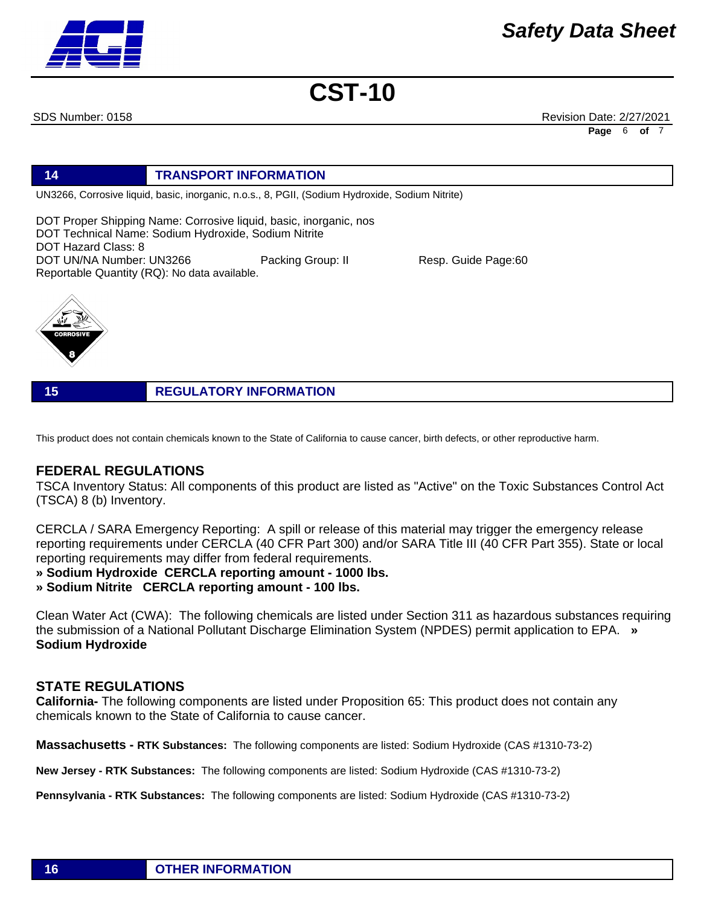## 14 TRANSPORT INFORMATION

UN3266, Corrosive liquid, basic, inorganic, n.o.s., 8, PGII, (Sodium Hydroxide, Sodium Nitrite)

DOT Proper Shipping Name: Corrosive liquid, basic, inorganic, nos
DOT Technical Name: Sodium Hydroxide, Sodium Nitrite
DOT Hazard Class: 8
DOT UN/NA Number: UN3266 Packing Group: II Resp. Guide Page:60
Reportable Quantity (RQ): No data available.

## 15 REGULATORY INFORMATION

This product does not contain chemicals known to the State of California to cause cancer, birth defects, or other reproductive harm.

### FEDERAL REGULATIONS

TSCA Inventory Status: All components of this product are listed as "Active" on the Toxic Substances Control Act (TSCA) 8 (b) Inventory.

CERCLA / SARA Emergency Reporting: A spill or release of this material may trigger the emergency release reporting requirements under CERCLA (40 CFR Part 300) and/or SARA Title III (40 CFR Part 355). State or local reporting requirements may differ from federal requirements.

**» Sodium Hydroxide CERCLA reporting amount - 1000 lbs.**
**» Sodium Nitrite CERCLA reporting amount - 100 lbs.**

Clean Water Act (CWA): The following chemicals are listed under Section 311 as hazardous substances requiring the submission of a National Pollutant Discharge Elimination System (NPDES) permit application to EPA. **» Sodium Hydroxide**

### STATE REGULATIONS

**California-** The following components are listed under Proposition 65: This product does not contain any chemicals known to the State of California to cause cancer.

**Massachusetts - RTK Substances:** The following components are listed: Sodium Hydroxide (CAS #1310-73-2)

**New Jersey - RTK Substances:** The following components are listed: Sodium Hydroxide (CAS #1310-73-2)

**Pennsylvania - RTK Substances:** The following components are listed: Sodium Hydroxide (CAS #1310-73-2)

## 16 OTHER INFORMATION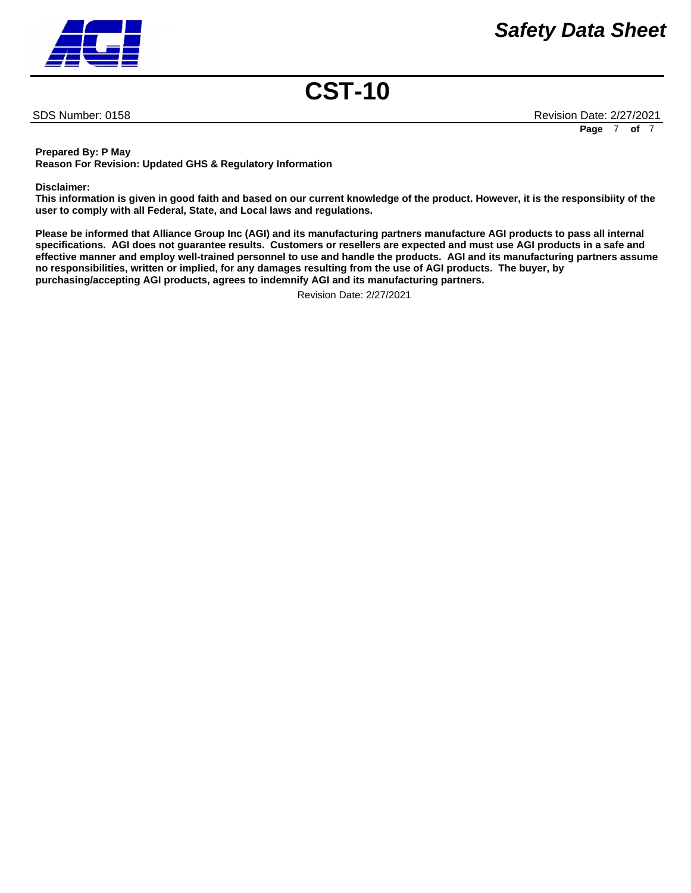**Prepared By: P May**
**Reason For Revision: Updated GHS & Regulatory Information**

**Disclaimer:**
**This information is given in good faith and based on our current knowledge of the product. However, it is the responsibiity of the user to comply with all Federal, State, and Local laws and regulations.**

**Please be informed that Alliance Group Inc (AGI) and its manufacturing partners manufacture AGI products to pass all internal specifications. AGI does not guarantee results. Customers or resellers are expected and must use AGI products in a safe and effective manner and employ well-trained personnel to use and handle the products. AGI and its manufacturing partners assume no responsibilities, written or implied, for any damages resulting from the use of AGI products. The buyer, by purchasing/accepting AGI products, agrees to indemnify AGI and its manufacturing partners.**

Revision Date: 2/27/2021